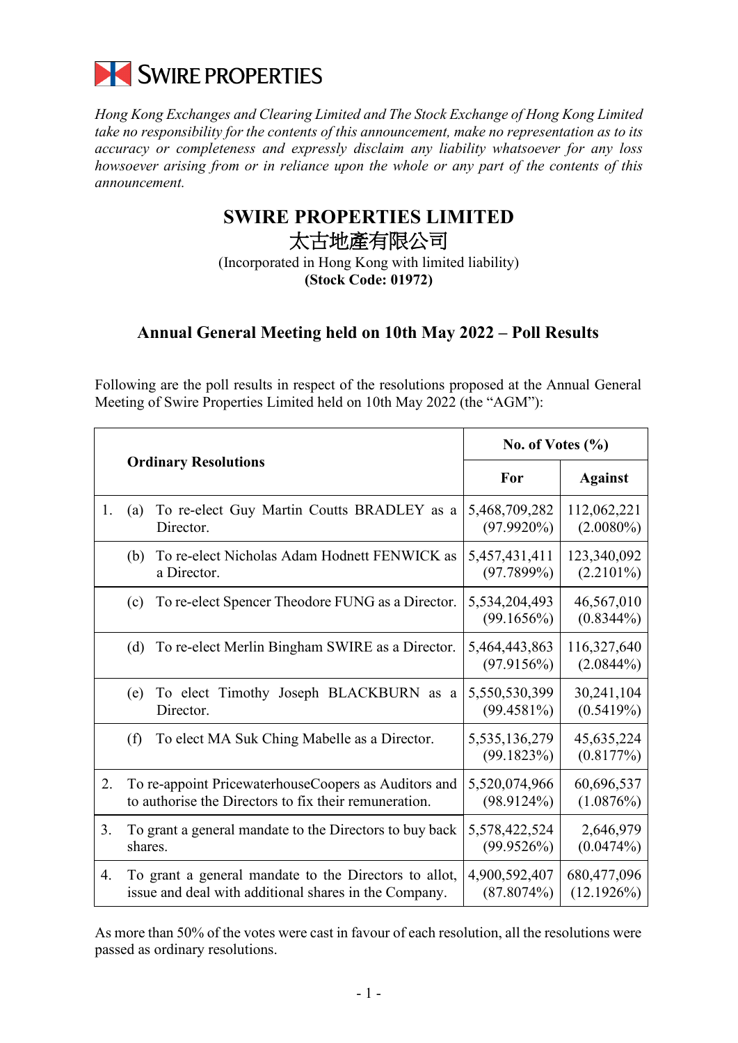SWIRE PROPERTIES

*Hong Kong Exchanges and Clearing Limited and The Stock Exchange of Hong Kong Limited take no responsibility for the contents of this announcement, make no representation as to its accuracy or completeness and expressly disclaim any liability whatsoever for any loss howsoever arising from or in reliance upon the whole or any part of the contents of this announcement.*

# SWIRE PROPERTIES LIMITED
# 太古地產有限公司

(Incorporated in Hong Kong with limited liability)
**(Stock Code: 01972)**

## Annual General Meeting held on 10th May 2022 – Poll Results

Following are the poll results in respect of the resolutions proposed at the Annual General Meeting of Swire Properties Limited held on 10th May 2022 (the "AGM"):

| Ordinary Resolutions | No. of Votes (%) | |
|---|---|---|
| | **For** | **Against** |
| 1. (a) To re-elect Guy Martin Coutts BRADLEY as a Director. | 5,468,709,282 (97.9920%) | 112,062,221 (2.0080%) |
| (b) To re-elect Nicholas Adam Hodnett FENWICK as a Director. | 5,457,431,411 (97.7899%) | 123,340,092 (2.2101%) |
| (c) To re-elect Spencer Theodore FUNG as a Director. | 5,534,204,493 (99.1656%) | 46,567,010 (0.8344%) |
| (d) To re-elect Merlin Bingham SWIRE as a Director. | 5,464,443,863 (97.9156%) | 116,327,640 (2.0844%) |
| (e) To elect Timothy Joseph BLACKBURN as a Director. | 5,550,530,399 (99.4581%) | 30,241,104 (0.5419%) |
| (f) To elect MA Suk Ching Mabelle as a Director. | 5,535,136,279 (99.1823%) | 45,635,224 (0.8177%) |
| 2. To re-appoint PricewaterhouseCoopers as Auditors and to authorise the Directors to fix their remuneration. | 5,520,074,966 (98.9124%) | 60,696,537 (1.0876%) |
| 3. To grant a general mandate to the Directors to buy back shares. | 5,578,422,524 (99.9526%) | 2,646,979 (0.0474%) |
| 4. To grant a general mandate to the Directors to allot, issue and deal with additional shares in the Company. | 4,900,592,407 (87.8074%) | 680,477,096 (12.1926%) |

As more than 50% of the votes were cast in favour of each resolution, all the resolutions were passed as ordinary resolutions.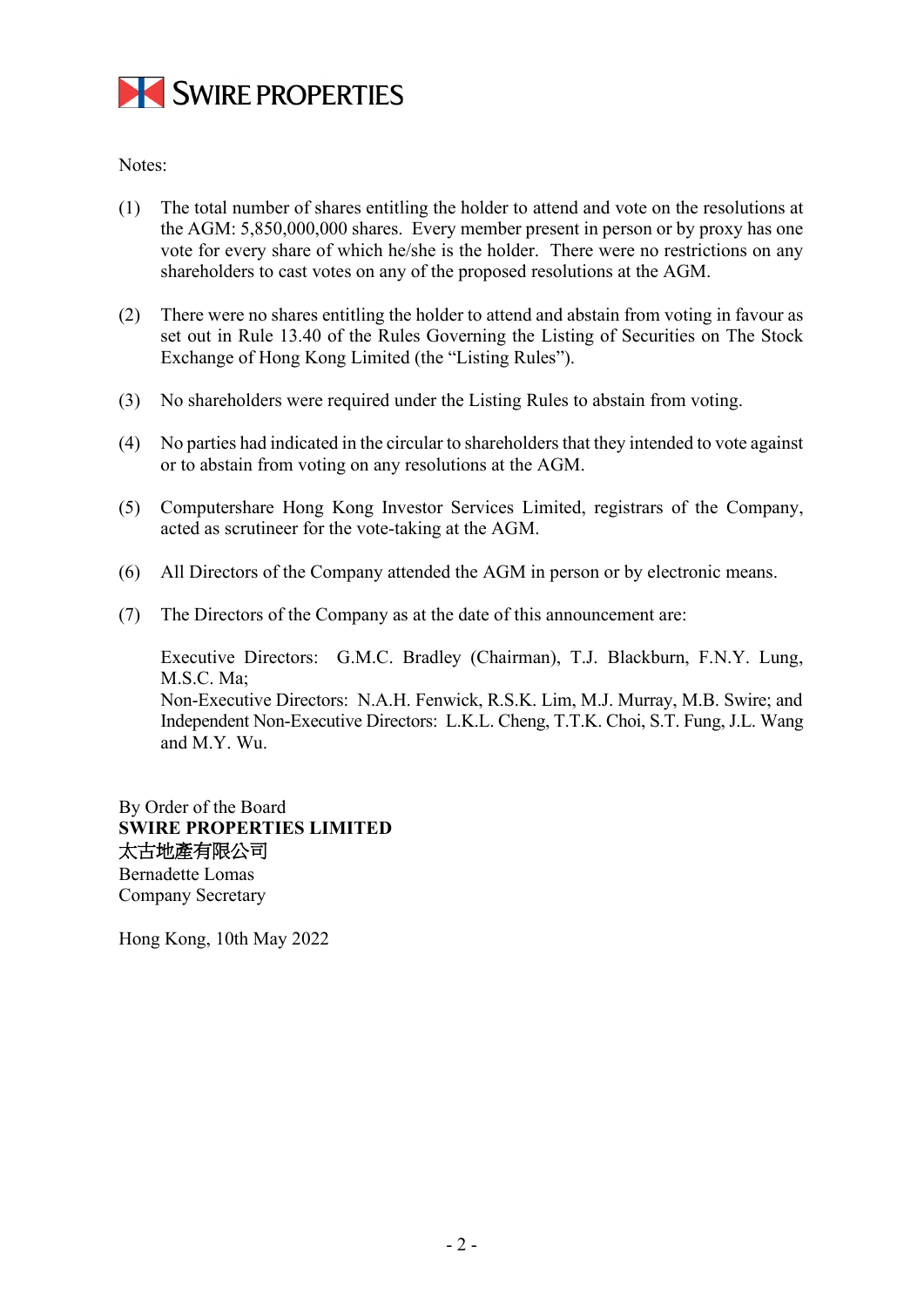Notes:

(1) The total number of shares entitling the holder to attend and vote on the resolutions at the AGM: 5,850,000,000 shares. Every member present in person or by proxy has one vote for every share of which he/she is the holder. There were no restrictions on any shareholders to cast votes on any of the proposed resolutions at the AGM.

(2) There were no shares entitling the holder to attend and abstain from voting in favour as set out in Rule 13.40 of the Rules Governing the Listing of Securities on The Stock Exchange of Hong Kong Limited (the "Listing Rules").

(3) No shareholders were required under the Listing Rules to abstain from voting.

(4) No parties had indicated in the circular to shareholders that they intended to vote against or to abstain from voting on any resolutions at the AGM.

(5) Computershare Hong Kong Investor Services Limited, registrars of the Company, acted as scrutineer for the vote-taking at the AGM.

(6) All Directors of the Company attended the AGM in person or by electronic means.

(7) The Directors of the Company as at the date of this announcement are:

Executive Directors: G.M.C. Bradley (Chairman), T.J. Blackburn, F.N.Y. Lung, M.S.C. Ma;
Non-Executive Directors: N.A.H. Fenwick, R.S.K. Lim, M.J. Murray, M.B. Swire; and
Independent Non-Executive Directors: L.K.L. Cheng, T.T.K. Choi, S.T. Fung, J.L. Wang and M.Y. Wu.

By Order of the Board
**SWIRE PROPERTIES LIMITED**
太古地產有限公司
Bernadette Lomas
Company Secretary

Hong Kong, 10th May 2022